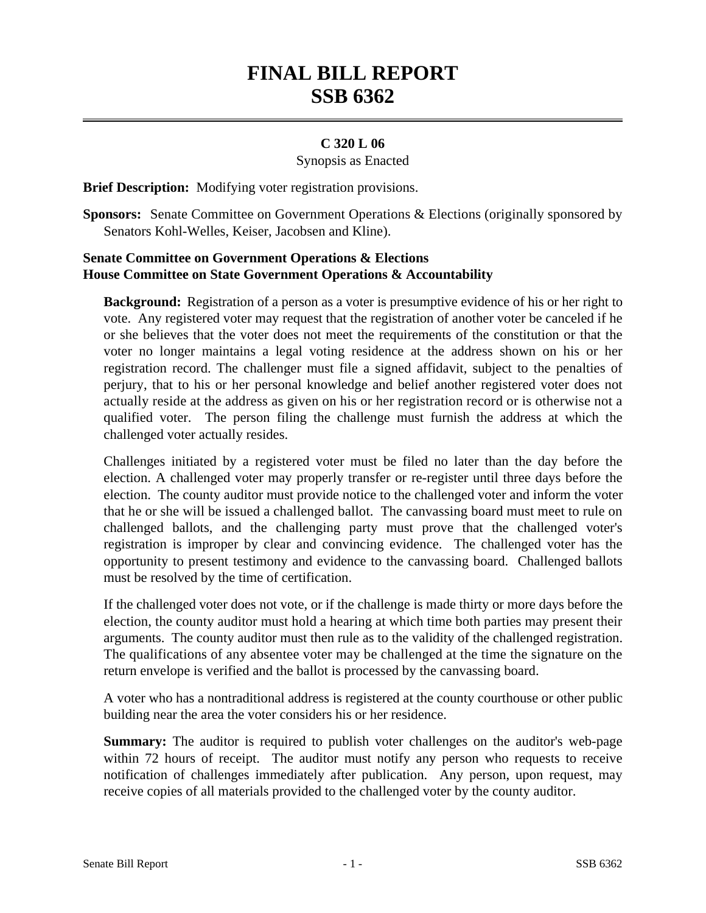# FINAL BILL REPORT
# SSB 6362

**C 320 L 06**

Synopsis as Enacted

**Brief Description:** Modifying voter registration provisions.

**Sponsors:** Senate Committee on Government Operations & Elections (originally sponsored by Senators Kohl-Welles, Keiser, Jacobsen and Kline).

**Senate Committee on Government Operations & Elections**
**House Committee on State Government Operations & Accountability**

**Background:** Registration of a person as a voter is presumptive evidence of his or her right to vote. Any registered voter may request that the registration of another voter be canceled if he or she believes that the voter does not meet the requirements of the constitution or that the voter no longer maintains a legal voting residence at the address shown on his or her registration record. The challenger must file a signed affidavit, subject to the penalties of perjury, that to his or her personal knowledge and belief another registered voter does not actually reside at the address as given on his or her registration record or is otherwise not a qualified voter. The person filing the challenge must furnish the address at which the challenged voter actually resides.

Challenges initiated by a registered voter must be filed no later than the day before the election. A challenged voter may properly transfer or re-register until three days before the election. The county auditor must provide notice to the challenged voter and inform the voter that he or she will be issued a challenged ballot. The canvassing board must meet to rule on challenged ballots, and the challenging party must prove that the challenged voter's registration is improper by clear and convincing evidence. The challenged voter has the opportunity to present testimony and evidence to the canvassing board. Challenged ballots must be resolved by the time of certification.

If the challenged voter does not vote, or if the challenge is made thirty or more days before the election, the county auditor must hold a hearing at which time both parties may present their arguments. The county auditor must then rule as to the validity of the challenged registration. The qualifications of any absentee voter may be challenged at the time the signature on the return envelope is verified and the ballot is processed by the canvassing board.

A voter who has a nontraditional address is registered at the county courthouse or other public building near the area the voter considers his or her residence.

**Summary:** The auditor is required to publish voter challenges on the auditor's web-page within 72 hours of receipt. The auditor must notify any person who requests to receive notification of challenges immediately after publication. Any person, upon request, may receive copies of all materials provided to the challenged voter by the county auditor.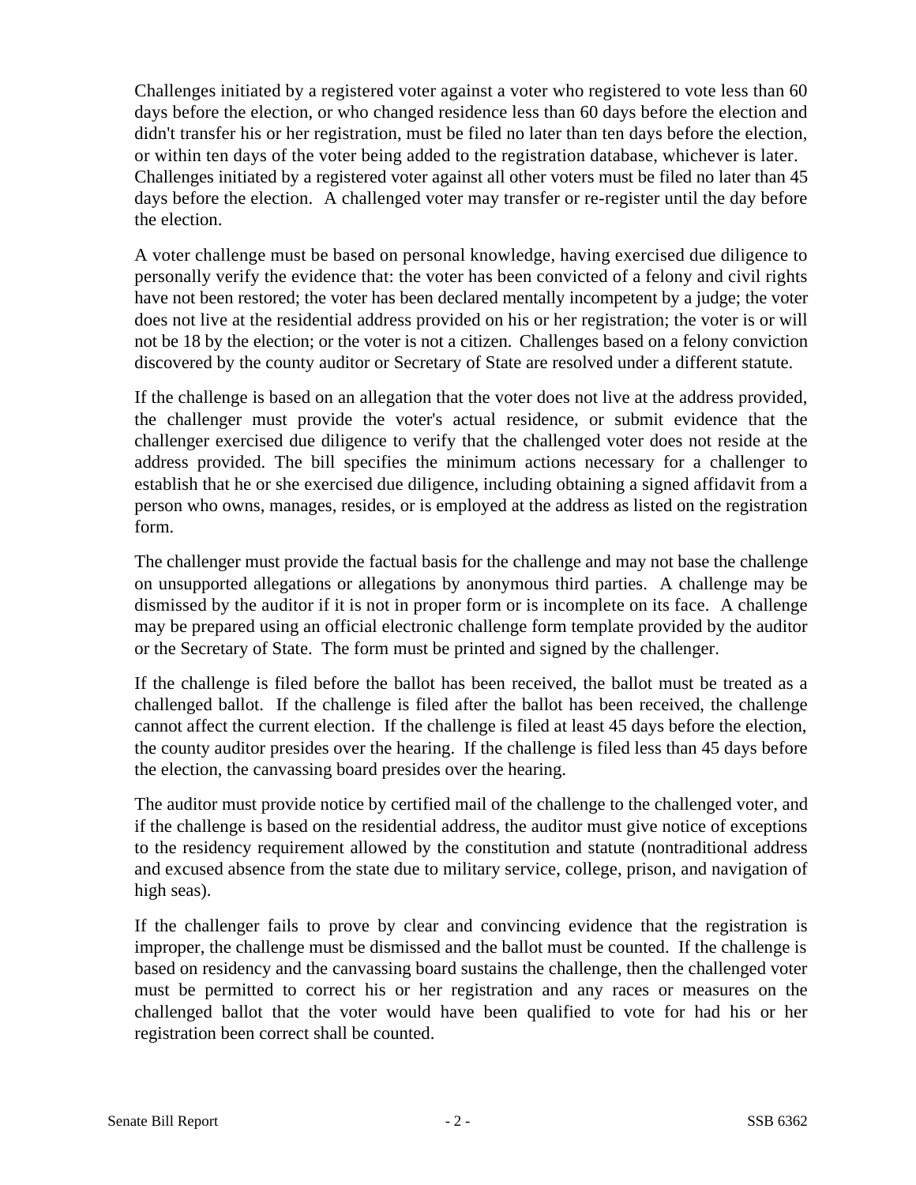Challenges initiated by a registered voter against a voter who registered to vote less than 60 days before the election, or who changed residence less than 60 days before the election and didn't transfer his or her registration, must be filed no later than ten days before the election, or within ten days of the voter being added to the registration database, whichever is later. Challenges initiated by a registered voter against all other voters must be filed no later than 45 days before the election. A challenged voter may transfer or re-register until the day before the election.

A voter challenge must be based on personal knowledge, having exercised due diligence to personally verify the evidence that: the voter has been convicted of a felony and civil rights have not been restored; the voter has been declared mentally incompetent by a judge; the voter does not live at the residential address provided on his or her registration; the voter is or will not be 18 by the election; or the voter is not a citizen. Challenges based on a felony conviction discovered by the county auditor or Secretary of State are resolved under a different statute.

If the challenge is based on an allegation that the voter does not live at the address provided, the challenger must provide the voter's actual residence, or submit evidence that the challenger exercised due diligence to verify that the challenged voter does not reside at the address provided. The bill specifies the minimum actions necessary for a challenger to establish that he or she exercised due diligence, including obtaining a signed affidavit from a person who owns, manages, resides, or is employed at the address as listed on the registration form.

The challenger must provide the factual basis for the challenge and may not base the challenge on unsupported allegations or allegations by anonymous third parties. A challenge may be dismissed by the auditor if it is not in proper form or is incomplete on its face. A challenge may be prepared using an official electronic challenge form template provided by the auditor or the Secretary of State. The form must be printed and signed by the challenger.

If the challenge is filed before the ballot has been received, the ballot must be treated as a challenged ballot. If the challenge is filed after the ballot has been received, the challenge cannot affect the current election. If the challenge is filed at least 45 days before the election, the county auditor presides over the hearing. If the challenge is filed less than 45 days before the election, the canvassing board presides over the hearing.

The auditor must provide notice by certified mail of the challenge to the challenged voter, and if the challenge is based on the residential address, the auditor must give notice of exceptions to the residency requirement allowed by the constitution and statute (nontraditional address and excused absence from the state due to military service, college, prison, and navigation of high seas).

If the challenger fails to prove by clear and convincing evidence that the registration is improper, the challenge must be dismissed and the ballot must be counted. If the challenge is based on residency and the canvassing board sustains the challenge, then the challenged voter must be permitted to correct his or her registration and any races or measures on the challenged ballot that the voter would have been qualified to vote for had his or her registration been correct shall be counted.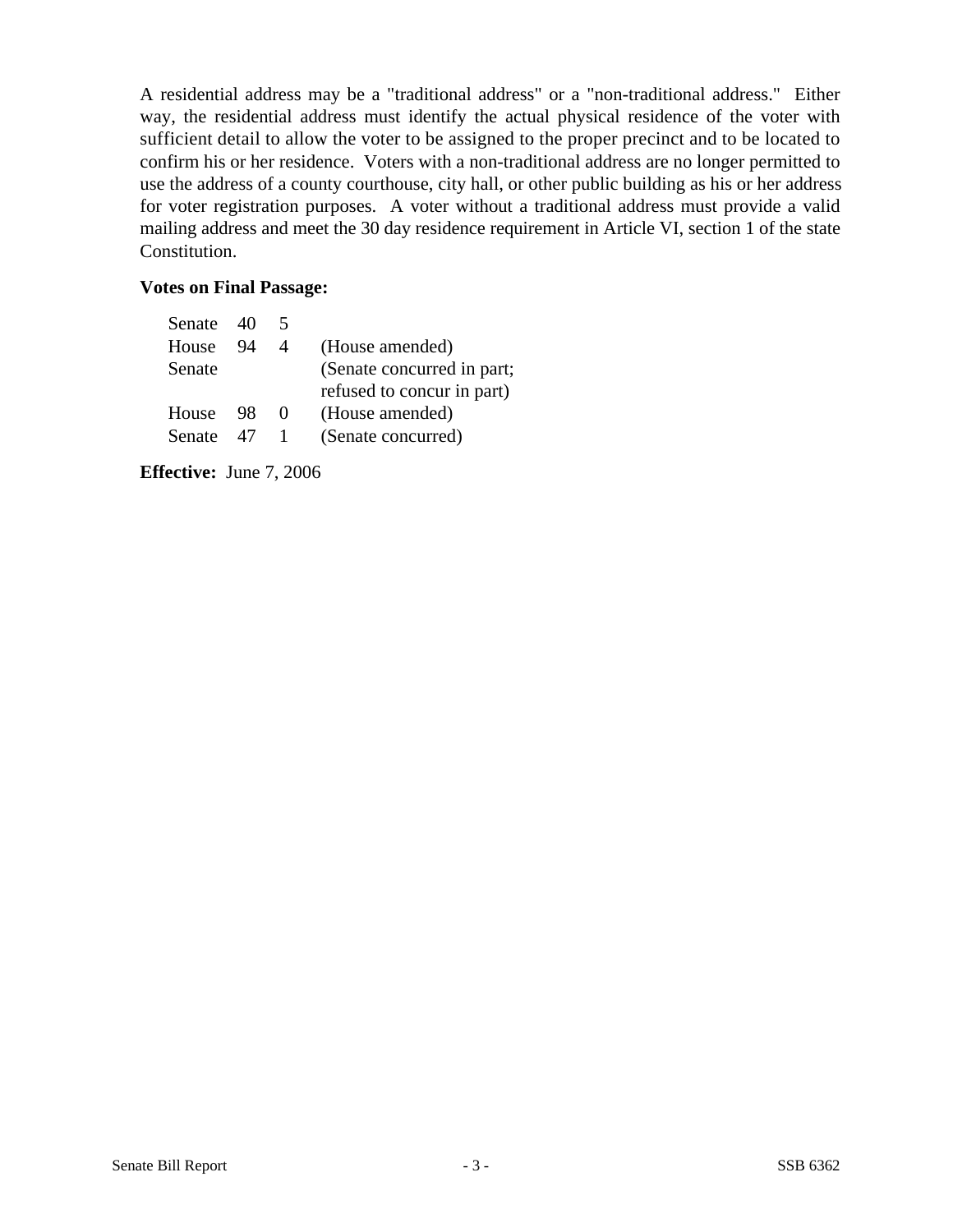A residential address may be a "traditional address" or a "non-traditional address." Either way, the residential address must identify the actual physical residence of the voter with sufficient detail to allow the voter to be assigned to the proper precinct and to be located to confirm his or her residence. Voters with a non-traditional address are no longer permitted to use the address of a county courthouse, city hall, or other public building as his or her address for voter registration purposes. A voter without a traditional address must provide a valid mailing address and meet the 30 day residence requirement in Article VI, section 1 of the state Constitution.

**Votes on Final Passage:**

| | | | |
|---|---|---|---|
| Senate | 40 | 5 | |
| House | 94 | 4 | (House amended) |
| Senate | | | (Senate concurred in part; refused to concur in part) |
| House | 98 | 0 | (House amended) |
| Senate | 47 | 1 | (Senate concurred) |

**Effective:** June 7, 2006